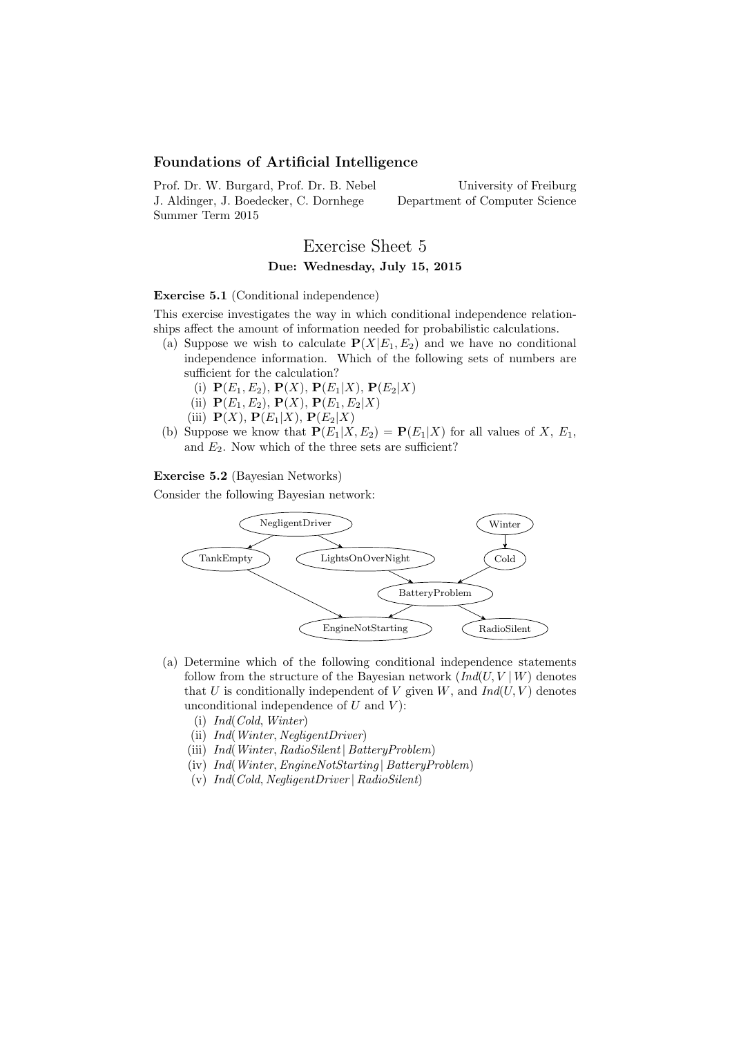**Foundations of Artificial Intelligence**

Prof. Dr. W. Burgard, Prof. Dr. B. Nebel — University of Freiburg
J. Aldinger, J. Boedecker, C. Dornhege — Department of Computer Science
Summer Term 2015

# Exercise Sheet 5

**Due: Wednesday, July 15, 2015**

**Exercise 5.1** (Conditional independence)

This exercise investigates the way in which conditional independence relationships affect the amount of information needed for probabilistic calculations.

(a) Suppose we wish to calculate $\mathbf{P}(X|E_1, E_2)$ and we have no conditional independence information. Which of the following sets of numbers are sufficient for the calculation?

  (i) $\mathbf{P}(E_1, E_2)$, $\mathbf{P}(X)$, $\mathbf{P}(E_1|X)$, $\mathbf{P}(E_2|X)$
  
  (ii) $\mathbf{P}(E_1, E_2)$, $\mathbf{P}(X)$, $\mathbf{P}(E_1, E_2|X)$
  
  (iii) $\mathbf{P}(X)$, $\mathbf{P}(E_1|X)$, $\mathbf{P}(E_2|X)$

(b) Suppose we know that $\mathbf{P}(E_1|X, E_2) = \mathbf{P}(E_1|X)$ for all values of $X$, $E_1$, and $E_2$. Now which of the three sets are sufficient?

**Exercise 5.2** (Bayesian Networks)

Consider the following Bayesian network:

```
NegligentDriver -> TankEmpty
NegligentDriver -> LightsOnOverNight
Winter -> Cold
LightsOnOverNight -> BatteryProblem
Cold -> BatteryProblem
TankEmpty -> EngineNotStarting
BatteryProblem -> EngineNotStarting
BatteryProblem -> RadioSilent
```

(a) Determine which of the following conditional independence statements follow from the structure of the Bayesian network ($Ind(U, V \mid W)$ denotes that $U$ is conditionally independent of $V$ given $W$, and $Ind(U, V)$ denotes unconditional independence of $U$ and $V$):

  (i) $Ind(Cold, Winter)$
  
  (ii) $Ind(Winter, NegligentDriver)$
  
  (iii) $Ind(Winter, RadioSilent \mid BatteryProblem)$
  
  (iv) $Ind(Winter, EngineNotStarting \mid BatteryProblem)$
  
  (v) $Ind(Cold, NegligentDriver \mid RadioSilent)$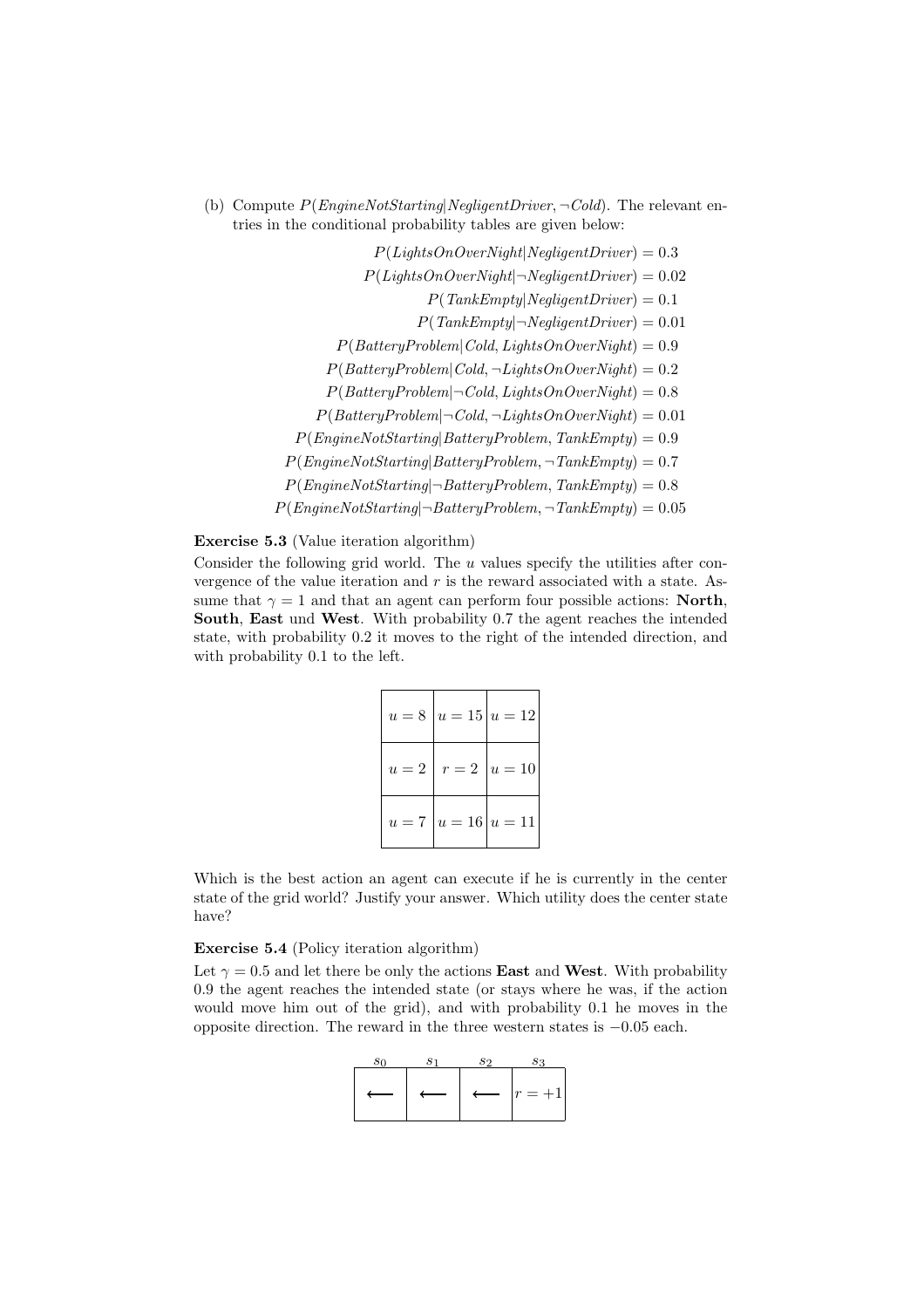(b) Compute $P(EngineNotStarting|NegligentDriver, \neg Cold)$. The relevant entries in the conditional probability tables are given below:

$$
\begin{aligned}
P(LightsOnOverNight|NegligentDriver) &= 0.3\\
P(LightsOnOverNight|\neg NegligentDriver) &= 0.02\\
P(TankEmpty|NegligentDriver) &= 0.1\\
P(TankEmpty|\neg NegligentDriver) &= 0.01\\
P(BatteryProblem|Cold, LightsOnOverNight) &= 0.9\\
P(BatteryProblem|Cold, \neg LightsOnOverNight) &= 0.2\\
P(BatteryProblem|\neg Cold, LightsOnOverNight) &= 0.8\\
P(BatteryProblem|\neg Cold, \neg LightsOnOverNight) &= 0.01\\
P(EngineNotStarting|BatteryProblem, TankEmpty) &= 0.9\\
P(EngineNotStarting|BatteryProblem, \neg TankEmpty) &= 0.7\\
P(EngineNotStarting|\neg BatteryProblem, TankEmpty) &= 0.8\\
P(EngineNotStarting|\neg BatteryProblem, \neg TankEmpty) &= 0.05
\end{aligned}
$$

**Exercise 5.3** (Value iteration algorithm)

Consider the following grid world. The $u$ values specify the utilities after convergence of the value iteration and $r$ is the reward associated with a state. Assume that $\gamma = 1$ and that an agent can perform four possible actions: **North**, **South**, **East** und **West**. With probability 0.7 the agent reaches the intended state, with probability 0.2 it moves to the right of the intended direction, and with probability 0.1 to the left.

| | | |
|---|---|---|
| $u = 8$ | $u = 15$ | $u = 12$ |
| $u = 2$ | $r = 2$ | $u = 10$ |
| $u = 7$ | $u = 16$ | $u = 11$ |

Which is the best action an agent can execute if he is currently in the center state of the grid world? Justify your answer. Which utility does the center state have?

**Exercise 5.4** (Policy iteration algorithm)

Let $\gamma = 0.5$ and let there be only the actions **East** and **West**. With probability 0.9 the agent reaches the intended state (or stays where he was, if the action would move him out of the grid), and with probability 0.1 he moves in the opposite direction. The reward in the three western states is $-0.05$ each.

| $s_0$ | $s_1$ | $s_2$ | $s_3$ |
|---|---|---|---|
| $\longleftarrow$ | $\longleftarrow$ | $\longleftarrow$ | $r = +1$ |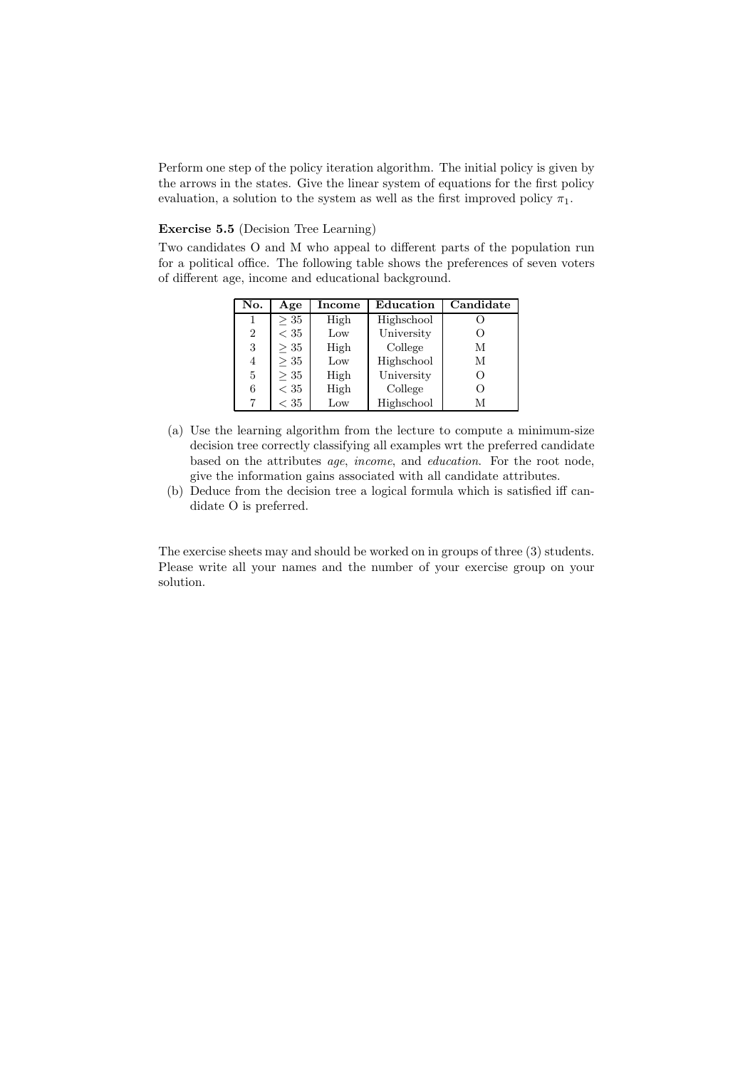Perform one step of the policy iteration algorithm. The initial policy is given by the arrows in the states. Give the linear system of equations for the first policy evaluation, a solution to the system as well as the first improved policy $\pi_1$.

**Exercise 5.5** (Decision Tree Learning)

Two candidates O and M who appeal to different parts of the population run for a political office. The following table shows the preferences of seven voters of different age, income and educational background.

| No. | Age | Income | Education | Candidate |
|---|---|---|---|---|
| 1 | $\geq 35$ | High | Highschool | O |
| 2 | $< 35$ | Low | University | O |
| 3 | $\geq 35$ | High | College | M |
| 4 | $\geq 35$ | Low | Highschool | M |
| 5 | $\geq 35$ | High | University | O |
| 6 | $< 35$ | High | College | O |
| 7 | $< 35$ | Low | Highschool | M |

(a) Use the learning algorithm from the lecture to compute a minimum-size decision tree correctly classifying all examples wrt the preferred candidate based on the attributes *age*, *income*, and *education*. For the root node, give the information gains associated with all candidate attributes.

(b) Deduce from the decision tree a logical formula which is satisfied iff candidate O is preferred.

The exercise sheets may and should be worked on in groups of three (3) students. Please write all your names and the number of your exercise group on your solution.